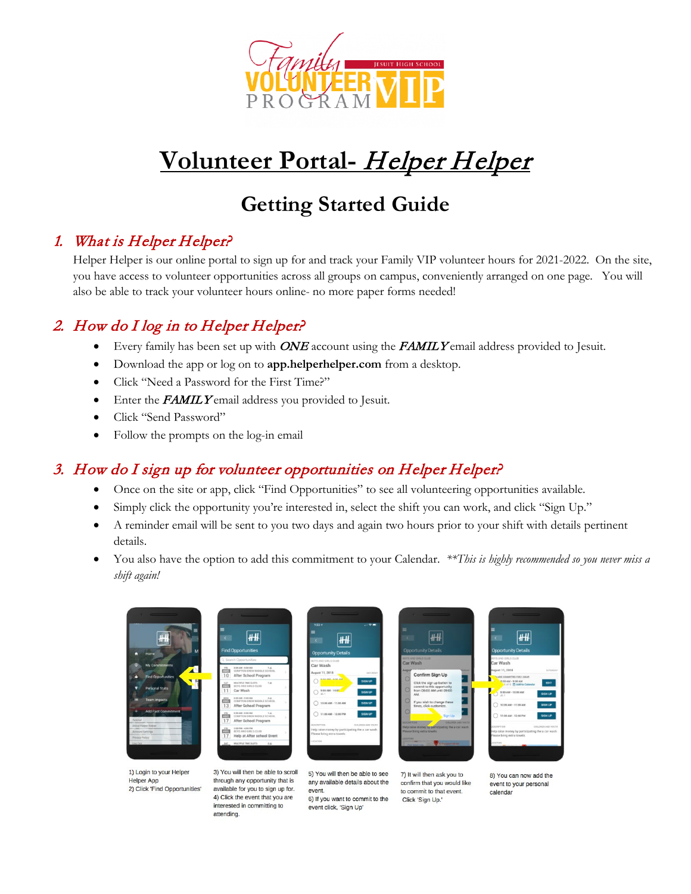# Volunteer Portal- *Helper Helper*

## Getting Started Guide

### 1. *What is Helper Helper?*

Helper Helper is our online portal to sign up for and track your Family VIP volunteer hours for 2021-2022. On the site, you have access to volunteer opportunities across all groups on campus, conveniently arranged on one page. You will also be able to track your volunteer hours online- no more paper forms needed!

### 2. *How do I log in to Helper Helper?*

- Every family has been set up with ***ONE*** account using the ***FAMILY*** email address provided to Jesuit.
- Download the app or log on to **app.helperhelper.com** from a desktop.
- Click "Need a Password for the First Time?"
- Enter the ***FAMILY*** email address you provided to Jesuit.
- Click "Send Password"
- Follow the prompts on the log-in email

### 3. *How do I sign up for volunteer opportunities on Helper Helper?*

- Once on the site or app, click "Find Opportunities" to see all volunteering opportunities available.
- Simply click the opportunity you're interested in, select the shift you can work, and click "Sign Up."
- A reminder email will be sent to you two days and again two hours prior to your shift with details pertinent details.
- You also have the option to add this commitment to your Calendar. *\*\*This is highly recommended so you never miss a shift again!*

1) Login to your Helper Helper App
2) Click 'Find Opportunities'

3) You will then be able to scroll through any opportunity that is available for you to sign up for.
4) Click the event that you are interested in committing to attending.

5) You will then be able to see any available details about the event.
6) If you want to commit to the event click, 'Sign Up'

7) It will then ask you to confirm that you would like to commit to that event. Click 'Sign Up.'

8) You can now add the event to your personal calendar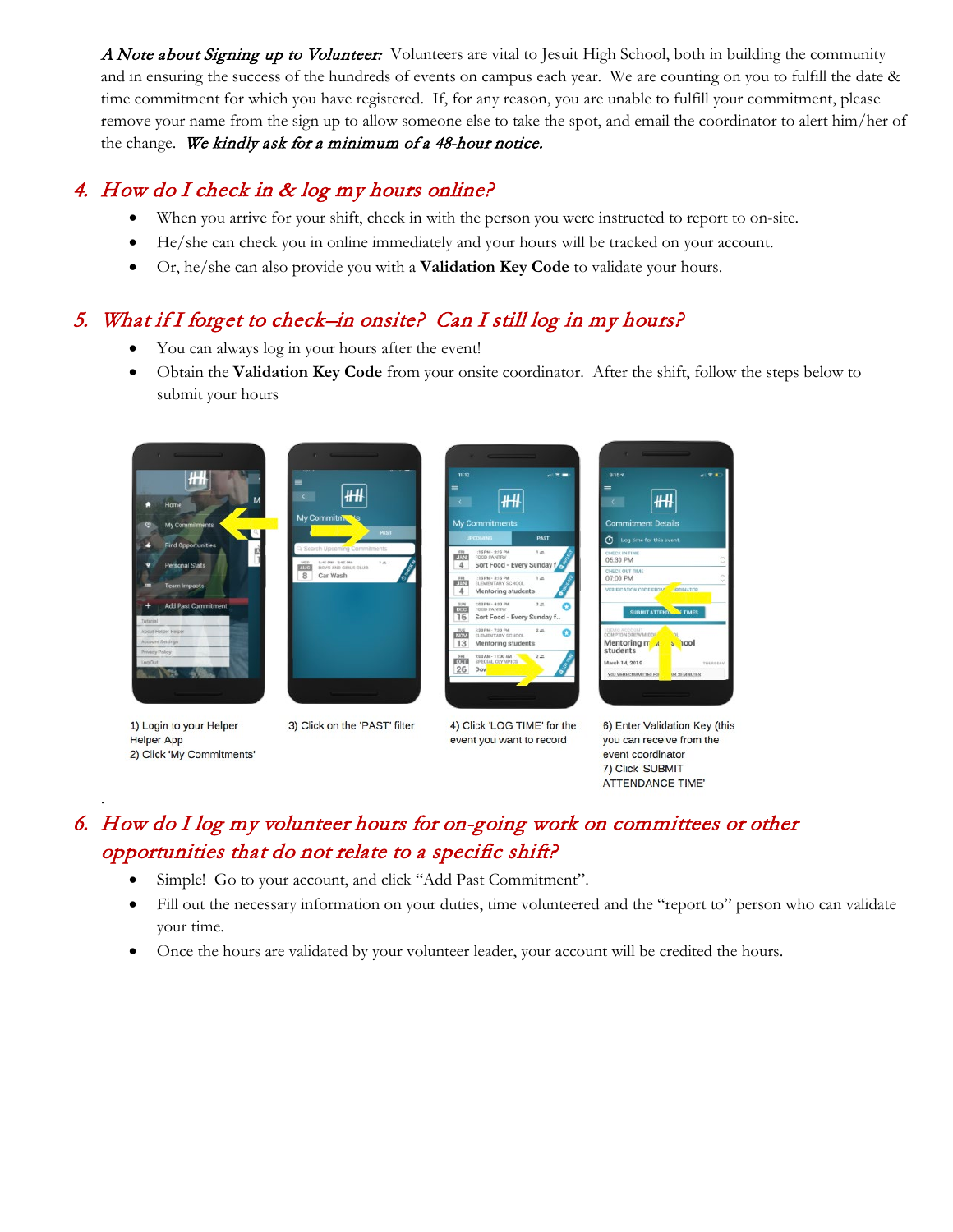*A Note about Signing up to Volunteer:* Volunteers are vital to Jesuit High School, both in building the community and in ensuring the success of the hundreds of events on campus each year. We are counting on you to fulfill the date & time commitment for which you have registered. If, for any reason, you are unable to fulfill your commitment, please remove your name from the sign up to allow someone else to take the spot, and email the coordinator to alert him/her of the change. ***We kindly ask for a minimum of a 48-hour notice.***

## 4. *How do I check in & log my hours online?*

- When you arrive for your shift, check in with the person you were instructed to report to on-site.
- He/she can check you in online immediately and your hours will be tracked on your account.
- Or, he/she can also provide you with a **Validation Key Code** to validate your hours.

## 5. *What if I forget to check–in onsite? Can I still log in my hours?*

- You can always log in your hours after the event!
- Obtain the **Validation Key Code** from your onsite coordinator. After the shift, follow the steps below to submit your hours

1) Login to your Helper Helper App
2) Click 'My Commitments'

3) Click on the 'PAST' filter

4) Click 'LOG TIME' for the event you want to record

6) Enter Validation Key (this you can receive from the event coordinator
7) Click 'SUBMIT ATTENDANCE TIME'

## 6. *How do I log my volunteer hours for on-going work on committees or other opportunities that do not relate to a specific shift?*

- Simple! Go to your account, and click "Add Past Commitment".
- Fill out the necessary information on your duties, time volunteered and the "report to" person who can validate your time.
- Once the hours are validated by your volunteer leader, your account will be credited the hours.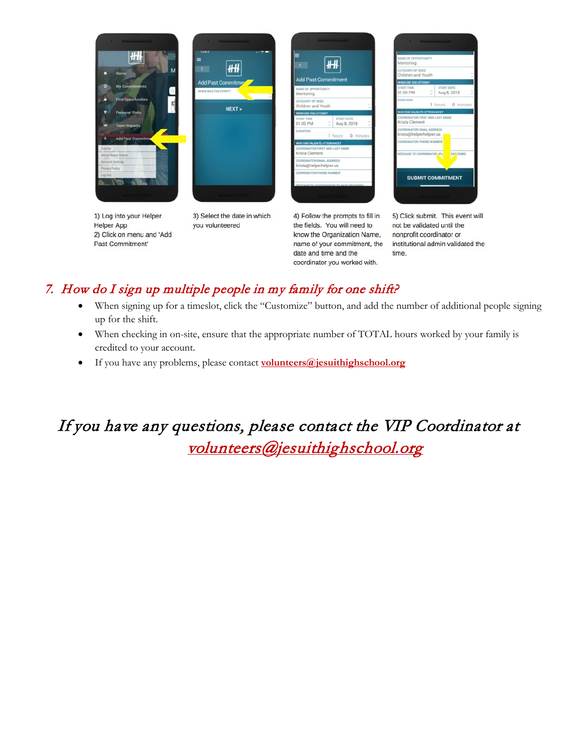1) Log into your Helper Helper App
2) Click on menu and 'Add Past Commitment'

3) Select the date in which you volunteered

4) Follow the prompts to fill in the fields. You will need to know the Organization Name, name of your commitment, the date and time and the coordinator you worked with.

5) Click submit. This event will not be validated until the nonprofit coordinator or institutional admin validated the time.

## *7. How do I sign up multiple people in my family for one shift?*

- When signing up for a timeslot, click the "Customize" button, and add the number of additional people signing up for the shift.
- When checking in on-site, ensure that the appropriate number of TOTAL hours worked by your family is credited to your account.
- If you have any problems, please contact **volunteers@jesuithighschool.org**

## *If you have any questions, please contact the VIP Coordinator at volunteers@jesuithighschool.org*